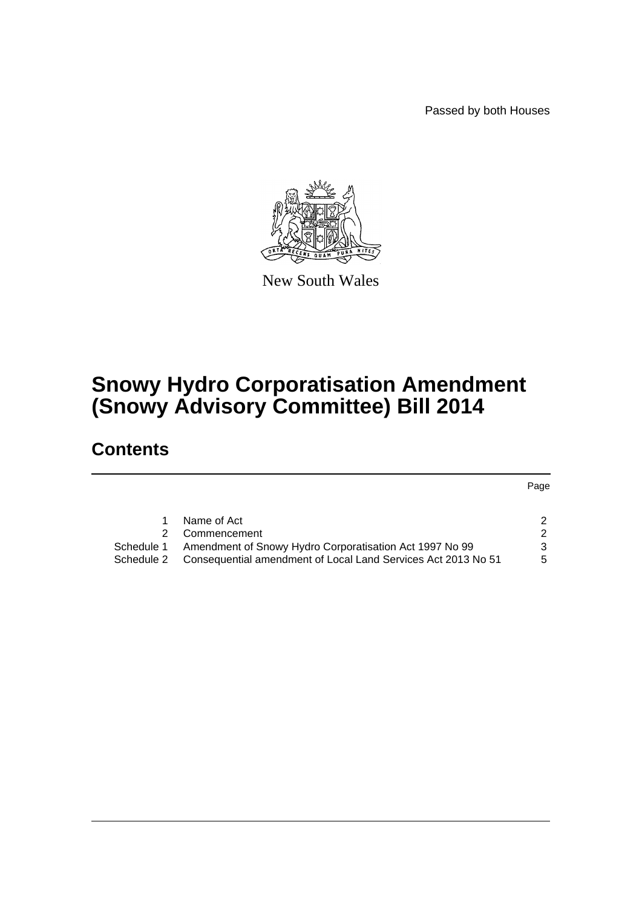Passed by both Houses

New South Wales

# Snowy Hydro Corporatisation Amendment (Snowy Advisory Committee) Bill 2014

## Contents

| | | Page |
|---|---|---|
| 1 | Name of Act | 2 |
| 2 | Commencement | 2 |
| Schedule 1 | Amendment of Snowy Hydro Corporatisation Act 1997 No 99 | 3 |
| Schedule 2 | Consequential amendment of Local Land Services Act 2013 No 51 | 5 |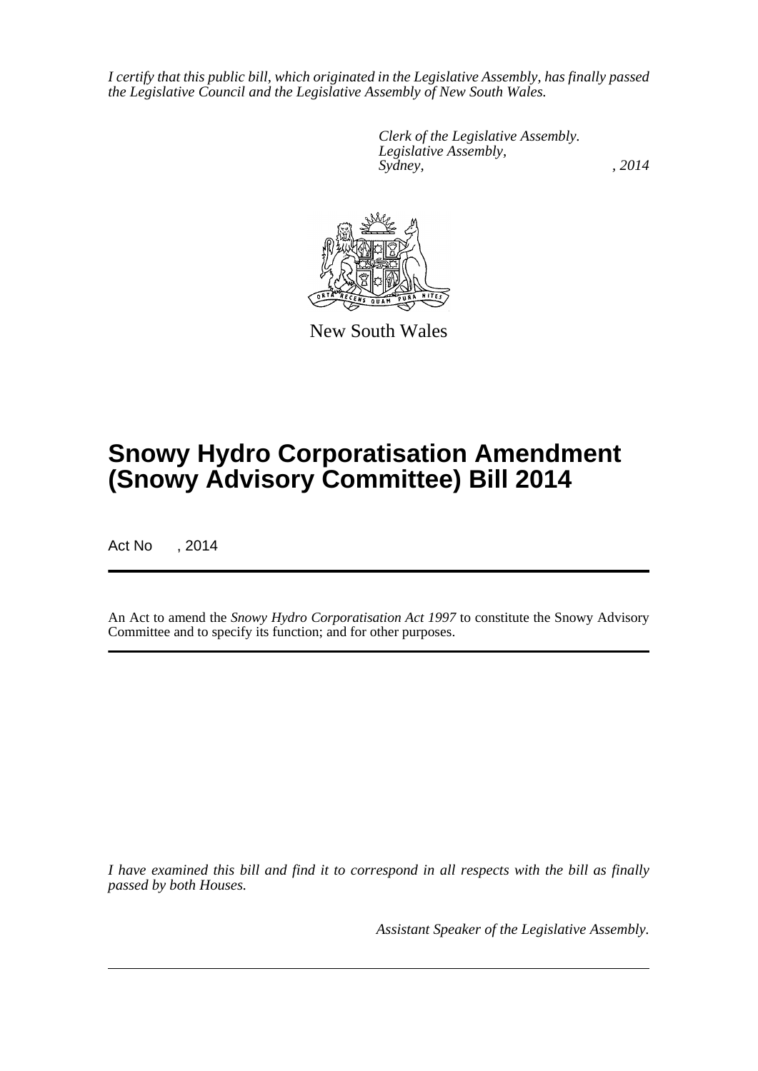*I certify that this public bill, which originated in the Legislative Assembly, has finally passed the Legislative Council and the Legislative Assembly of New South Wales.*

*Clerk of the Legislative Assembly.*
*Legislative Assembly,*
*Sydney, , 2014*

New South Wales

# Snowy Hydro Corporatisation Amendment (Snowy Advisory Committee) Bill 2014

Act No , 2014

An Act to amend the *Snowy Hydro Corporatisation Act 1997* to constitute the Snowy Advisory Committee and to specify its function; and for other purposes.

*I have examined this bill and find it to correspond in all respects with the bill as finally passed by both Houses.*

*Assistant Speaker of the Legislative Assembly.*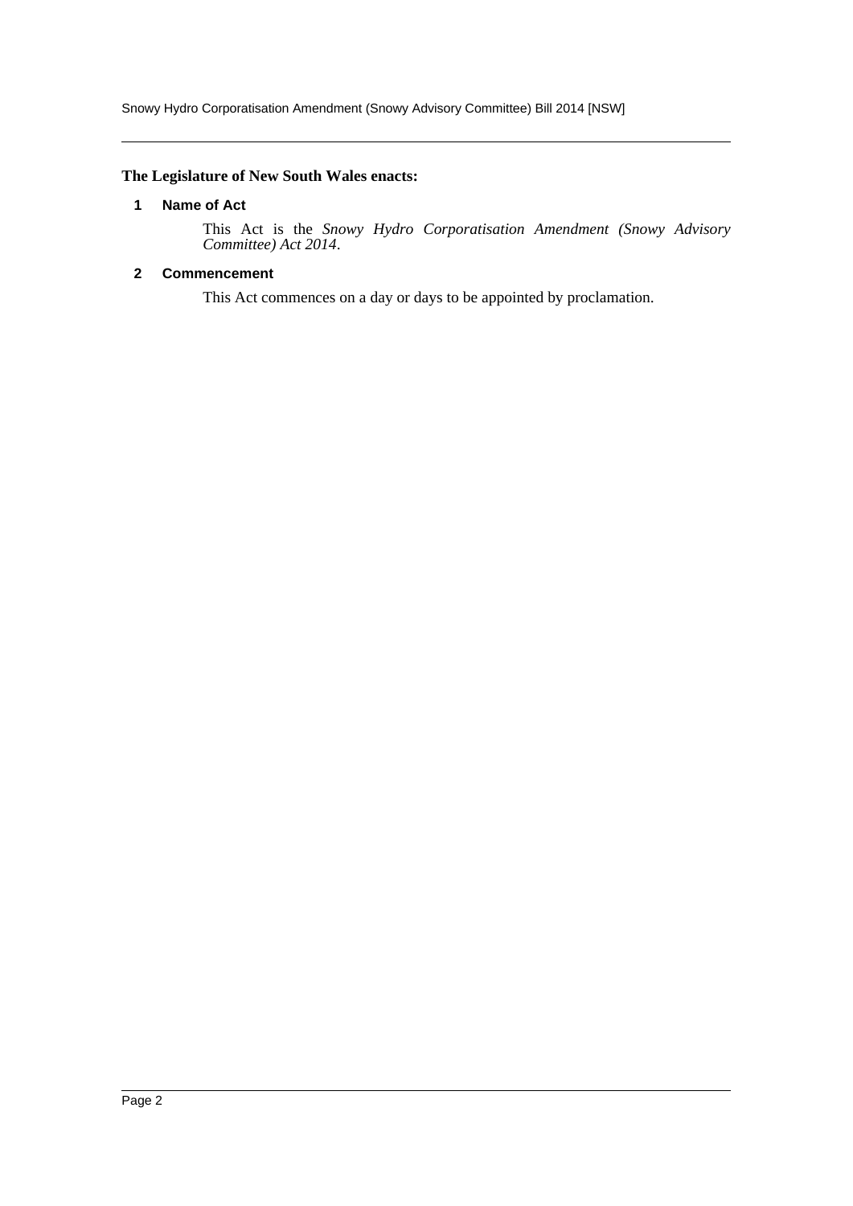**The Legislature of New South Wales enacts:**

### 1 Name of Act

This Act is the *Snowy Hydro Corporatisation Amendment (Snowy Advisory Committee) Act 2014*.

### 2 Commencement

This Act commences on a day or days to be appointed by proclamation.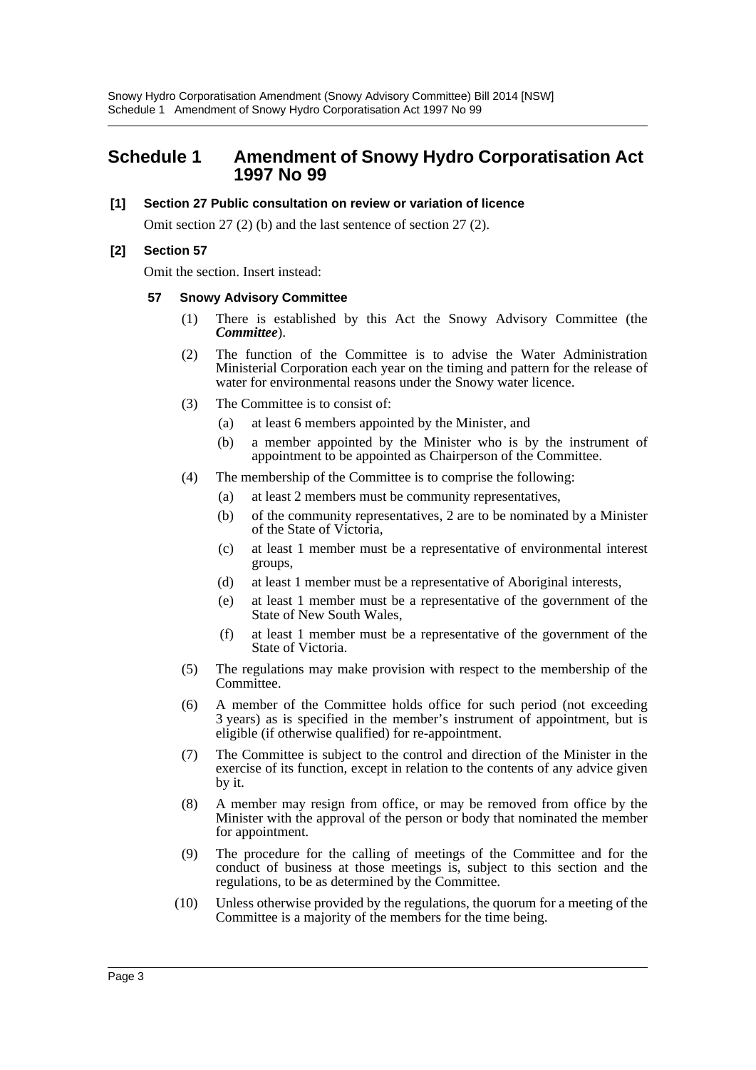# Schedule 1 Amendment of Snowy Hydro Corporatisation Act 1997 No 99

**[1] Section 27 Public consultation on review or variation of licence**

Omit section 27 (2) (b) and the last sentence of section 27 (2).

**[2] Section 57**

Omit the section. Insert instead:

**57 Snowy Advisory Committee**

(1) There is established by this Act the Snowy Advisory Committee (the ***Committee***).

(2) The function of the Committee is to advise the Water Administration Ministerial Corporation each year on the timing and pattern for the release of water for environmental reasons under the Snowy water licence.

(3) The Committee is to consist of:

(a) at least 6 members appointed by the Minister, and

(b) a member appointed by the Minister who is by the instrument of appointment to be appointed as Chairperson of the Committee.

(4) The membership of the Committee is to comprise the following:

(a) at least 2 members must be community representatives,

(b) of the community representatives, 2 are to be nominated by a Minister of the State of Victoria,

(c) at least 1 member must be a representative of environmental interest groups,

(d) at least 1 member must be a representative of Aboriginal interests,

(e) at least 1 member must be a representative of the government of the State of New South Wales,

(f) at least 1 member must be a representative of the government of the State of Victoria.

(5) The regulations may make provision with respect to the membership of the Committee.

(6) A member of the Committee holds office for such period (not exceeding 3 years) as is specified in the member's instrument of appointment, but is eligible (if otherwise qualified) for re-appointment.

(7) The Committee is subject to the control and direction of the Minister in the exercise of its function, except in relation to the contents of any advice given by it.

(8) A member may resign from office, or may be removed from office by the Minister with the approval of the person or body that nominated the member for appointment.

(9) The procedure for the calling of meetings of the Committee and for the conduct of business at those meetings is, subject to this section and the regulations, to be as determined by the Committee.

(10) Unless otherwise provided by the regulations, the quorum for a meeting of the Committee is a majority of the members for the time being.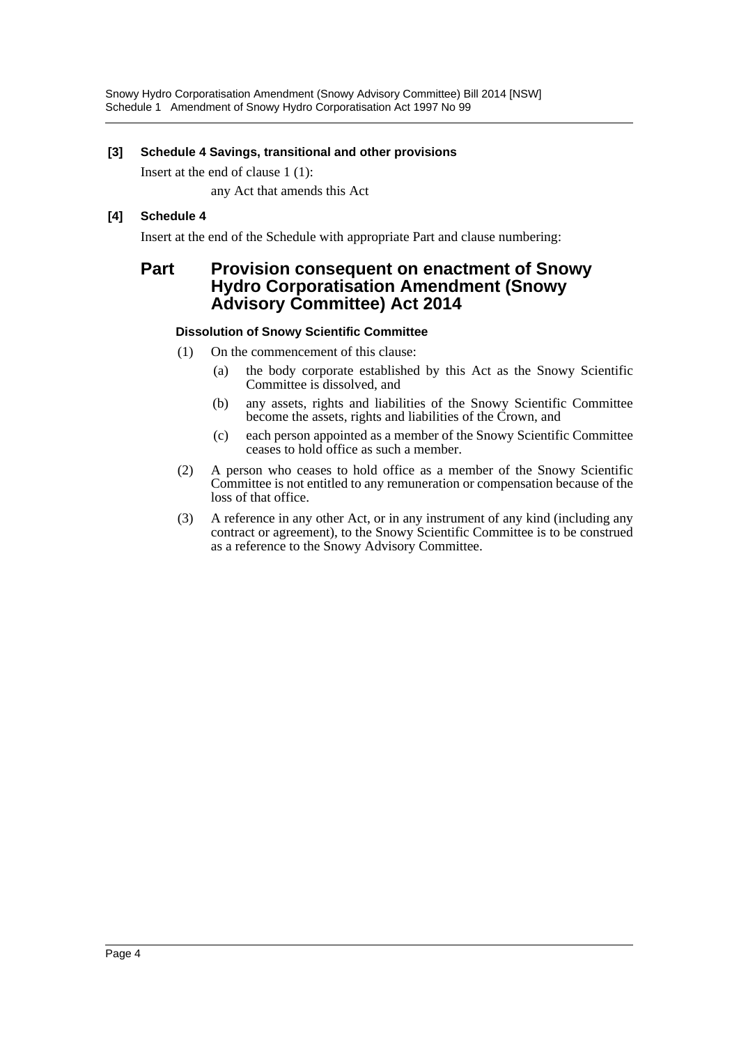**[3] Schedule 4 Savings, transitional and other provisions**

Insert at the end of clause 1 (1):

any Act that amends this Act

**[4] Schedule 4**

Insert at the end of the Schedule with appropriate Part and clause numbering:

## Part Provision consequent on enactment of Snowy Hydro Corporatisation Amendment (Snowy Advisory Committee) Act 2014

#### Dissolution of Snowy Scientific Committee

(1) On the commencement of this clause:

(a) the body corporate established by this Act as the Snowy Scientific Committee is dissolved, and

(b) any assets, rights and liabilities of the Snowy Scientific Committee become the assets, rights and liabilities of the Crown, and

(c) each person appointed as a member of the Snowy Scientific Committee ceases to hold office as such a member.

(2) A person who ceases to hold office as a member of the Snowy Scientific Committee is not entitled to any remuneration or compensation because of the loss of that office.

(3) A reference in any other Act, or in any instrument of any kind (including any contract or agreement), to the Snowy Scientific Committee is to be construed as a reference to the Snowy Advisory Committee.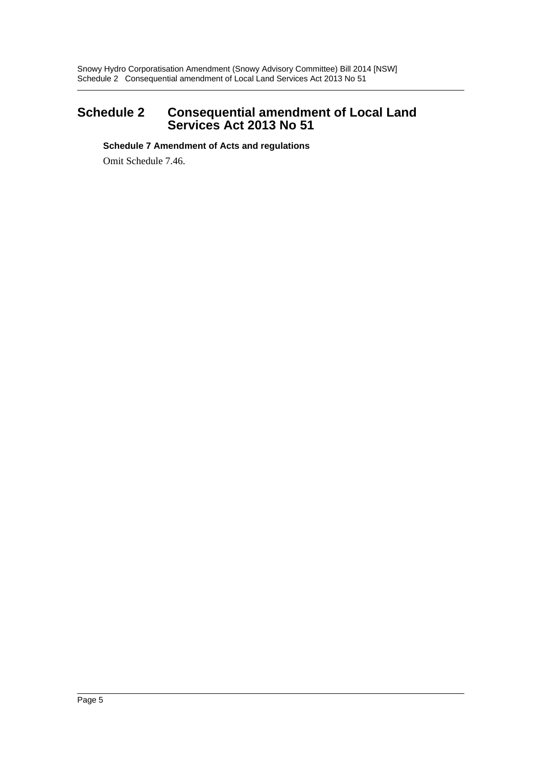# Schedule 2 Consequential amendment of Local Land Services Act 2013 No 51

**Schedule 7 Amendment of Acts and regulations**

Omit Schedule 7.46.